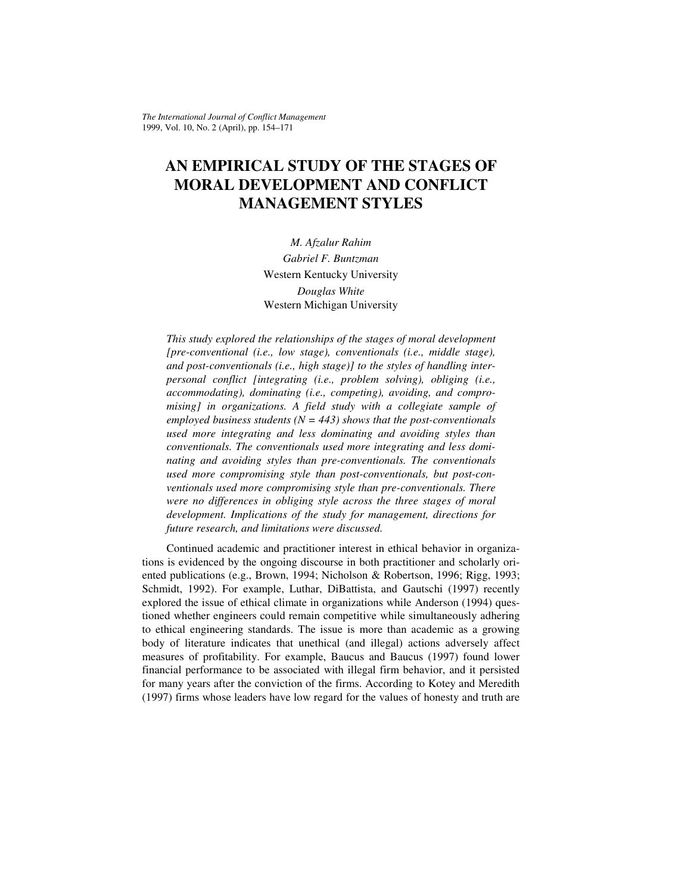# AN EMPIRICAL STUDY OF THE STAGES OF MORAL DEVELOPMENT AND CONFLICT MANAGEMENT STYLES

*M. Afzalur Rahim*
*Gabriel F. Buntzman*
Western Kentucky University
*Douglas White*
Western Michigan University

*This study explored the relationships of the stages of moral development [pre-conventional (i.e., low stage), conventionals (i.e., middle stage), and post-conventionals (i.e., high stage)] to the styles of handling interpersonal conflict [integrating (i.e., problem solving), obliging (i.e., accommodating), dominating (i.e., competing), avoiding, and compromising] in organizations. A field study with a collegiate sample of employed business students (N = 443) shows that the post-conventionals used more integrating and less dominating and avoiding styles than conventionals. The conventionals used more integrating and less dominating and avoiding styles than pre-conventionals. The conventionals used more compromising style than post-conventionals, but post-conventionals used more compromising style than pre-conventionals. There were no differences in obliging style across the three stages of moral development. Implications of the study for management, directions for future research, and limitations were discussed.*

Continued academic and practitioner interest in ethical behavior in organizations is evidenced by the ongoing discourse in both practitioner and scholarly oriented publications (e.g., Brown, 1994; Nicholson & Robertson, 1996; Rigg, 1993; Schmidt, 1992). For example, Luthar, DiBattista, and Gautschi (1997) recently explored the issue of ethical climate in organizations while Anderson (1994) questioned whether engineers could remain competitive while simultaneously adhering to ethical engineering standards. The issue is more than academic as a growing body of literature indicates that unethical (and illegal) actions adversely affect measures of profitability. For example, Baucus and Baucus (1997) found lower financial performance to be associated with illegal firm behavior, and it persisted for many years after the conviction of the firms. According to Kotey and Meredith (1997) firms whose leaders have low regard for the values of honesty and truth are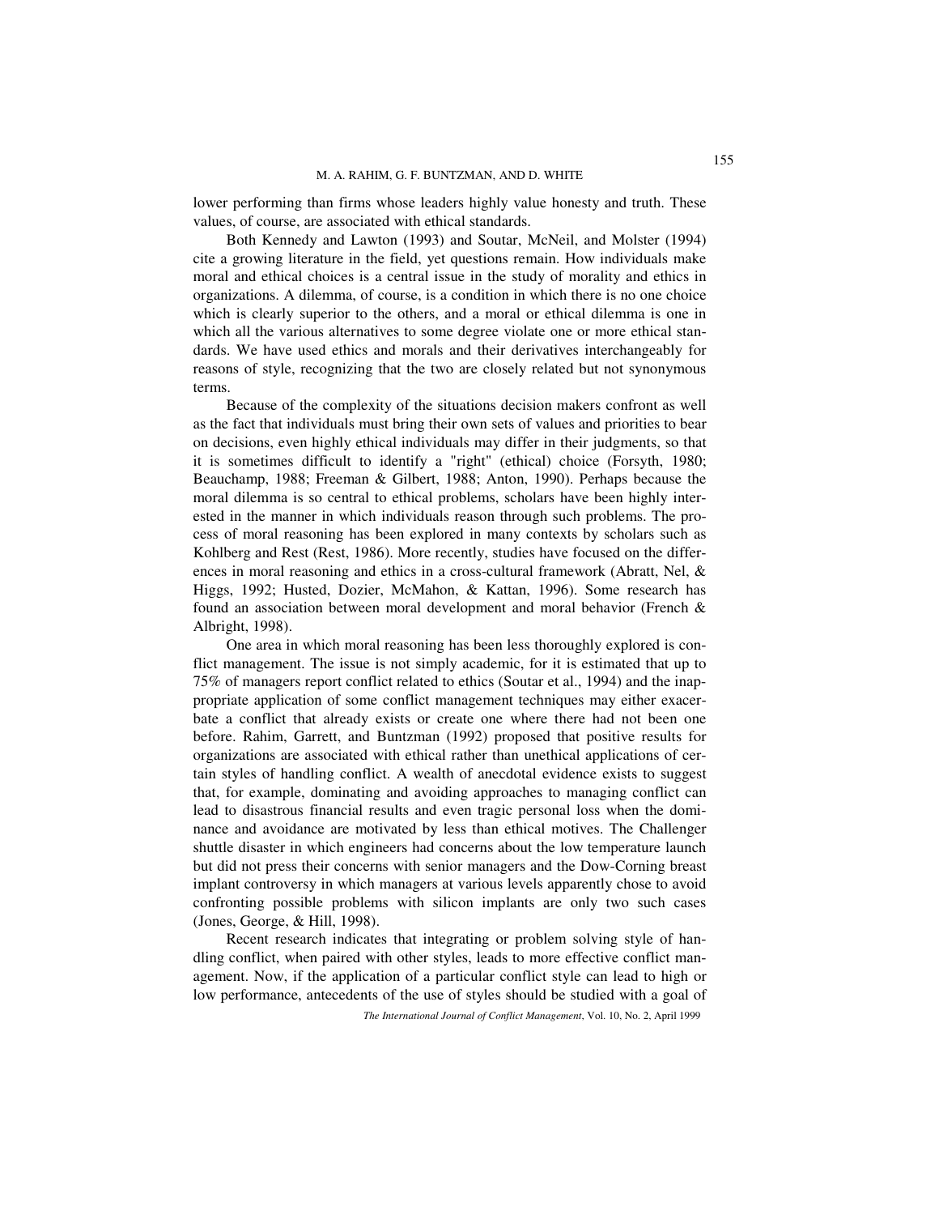lower performing than firms whose leaders highly value honesty and truth. These values, of course, are associated with ethical standards.

Both Kennedy and Lawton (1993) and Soutar, McNeil, and Molster (1994) cite a growing literature in the field, yet questions remain. How individuals make moral and ethical choices is a central issue in the study of morality and ethics in organizations. A dilemma, of course, is a condition in which there is no one choice which is clearly superior to the others, and a moral or ethical dilemma is one in which all the various alternatives to some degree violate one or more ethical standards. We have used ethics and morals and their derivatives interchangeably for reasons of style, recognizing that the two are closely related but not synonymous terms.

Because of the complexity of the situations decision makers confront as well as the fact that individuals must bring their own sets of values and priorities to bear on decisions, even highly ethical individuals may differ in their judgments, so that it is sometimes difficult to identify a "right" (ethical) choice (Forsyth, 1980; Beauchamp, 1988; Freeman & Gilbert, 1988; Anton, 1990). Perhaps because the moral dilemma is so central to ethical problems, scholars have been highly interested in the manner in which individuals reason through such problems. The process of moral reasoning has been explored in many contexts by scholars such as Kohlberg and Rest (Rest, 1986). More recently, studies have focused on the differences in moral reasoning and ethics in a cross-cultural framework (Abratt, Nel, & Higgs, 1992; Husted, Dozier, McMahon, & Kattan, 1996). Some research has found an association between moral development and moral behavior (French & Albright, 1998).

One area in which moral reasoning has been less thoroughly explored is conflict management. The issue is not simply academic, for it is estimated that up to 75% of managers report conflict related to ethics (Soutar et al., 1994) and the inappropriate application of some conflict management techniques may either exacerbate a conflict that already exists or create one where there had not been one before. Rahim, Garrett, and Buntzman (1992) proposed that positive results for organizations are associated with ethical rather than unethical applications of certain styles of handling conflict. A wealth of anecdotal evidence exists to suggest that, for example, dominating and avoiding approaches to managing conflict can lead to disastrous financial results and even tragic personal loss when the dominance and avoidance are motivated by less than ethical motives. The Challenger shuttle disaster in which engineers had concerns about the low temperature launch but did not press their concerns with senior managers and the Dow-Corning breast implant controversy in which managers at various levels apparently chose to avoid confronting possible problems with silicon implants are only two such cases (Jones, George, & Hill, 1998).

Recent research indicates that integrating or problem solving style of handling conflict, when paired with other styles, leads to more effective conflict management. Now, if the application of a particular conflict style can lead to high or low performance, antecedents of the use of styles should be studied with a goal of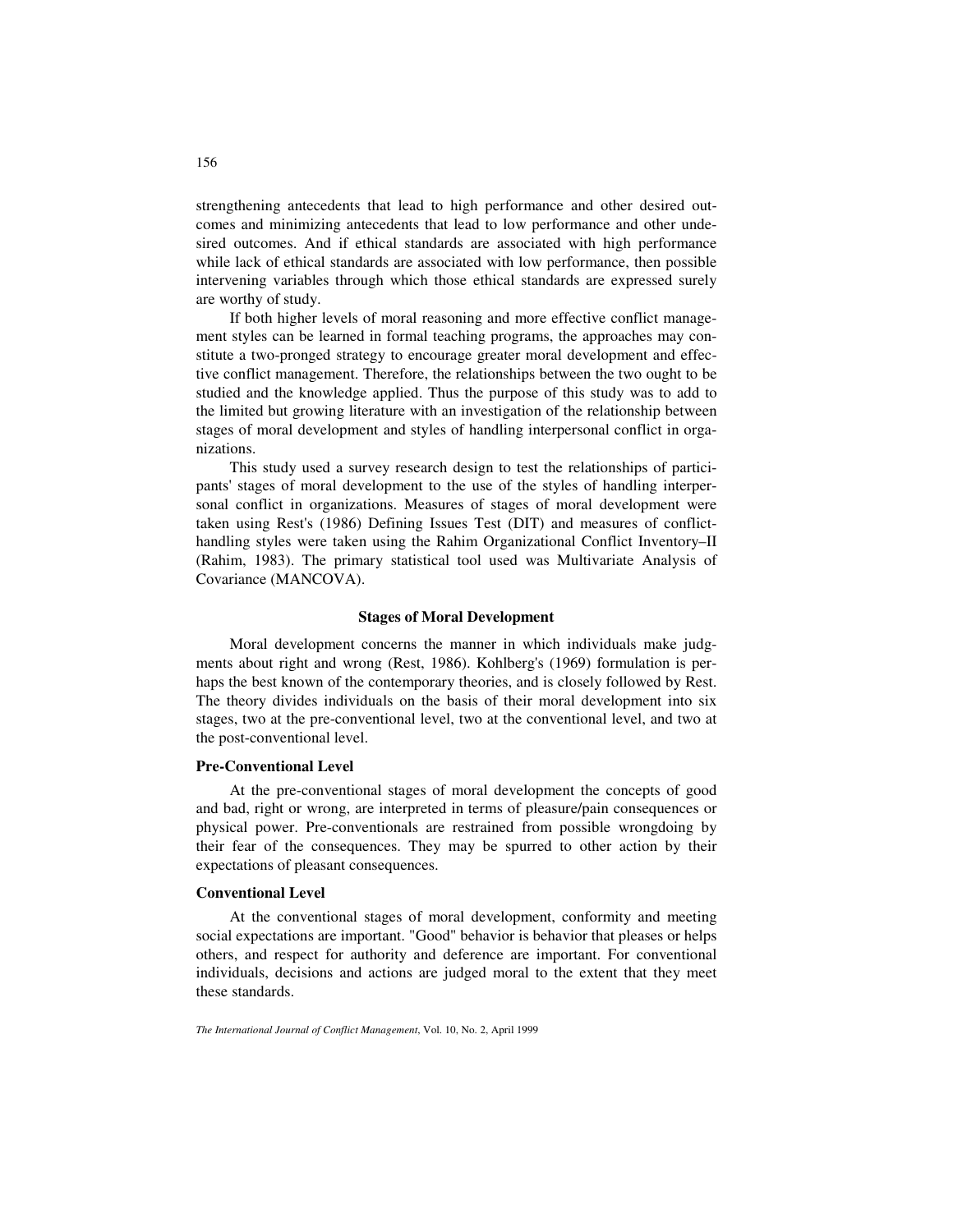strengthening antecedents that lead to high performance and other desired outcomes and minimizing antecedents that lead to low performance and other undesired outcomes. And if ethical standards are associated with high performance while lack of ethical standards are associated with low performance, then possible intervening variables through which those ethical standards are expressed surely are worthy of study.

If both higher levels of moral reasoning and more effective conflict management styles can be learned in formal teaching programs, the approaches may constitute a two-pronged strategy to encourage greater moral development and effective conflict management. Therefore, the relationships between the two ought to be studied and the knowledge applied. Thus the purpose of this study was to add to the limited but growing literature with an investigation of the relationship between stages of moral development and styles of handling interpersonal conflict in organizations.

This study used a survey research design to test the relationships of participants' stages of moral development to the use of the styles of handling interpersonal conflict in organizations. Measures of stages of moral development were taken using Rest's (1986) Defining Issues Test (DIT) and measures of conflict-handling styles were taken using the Rahim Organizational Conflict Inventory–II (Rahim, 1983). The primary statistical tool used was Multivariate Analysis of Covariance (MANCOVA).

## Stages of Moral Development

Moral development concerns the manner in which individuals make judgments about right and wrong (Rest, 1986). Kohlberg's (1969) formulation is perhaps the best known of the contemporary theories, and is closely followed by Rest. The theory divides individuals on the basis of their moral development into six stages, two at the pre-conventional level, two at the conventional level, and two at the post-conventional level.

### Pre-Conventional Level

At the pre-conventional stages of moral development the concepts of good and bad, right or wrong, are interpreted in terms of pleasure/pain consequences or physical power. Pre-conventionals are restrained from possible wrongdoing by their fear of the consequences. They may be spurred to other action by their expectations of pleasant consequences.

### Conventional Level

At the conventional stages of moral development, conformity and meeting social expectations are important. "Good" behavior is behavior that pleases or helps others, and respect for authority and deference are important. For conventional individuals, decisions and actions are judged moral to the extent that they meet these standards.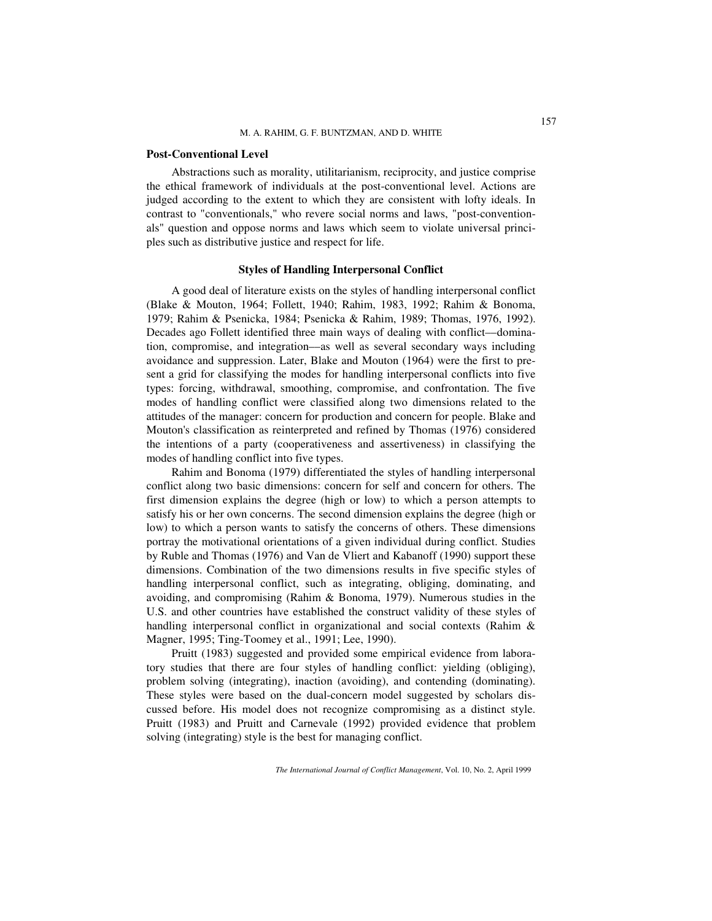### Post-Conventional Level

Abstractions such as morality, utilitarianism, reciprocity, and justice comprise the ethical framework of individuals at the post-conventional level. Actions are judged according to the extent to which they are consistent with lofty ideals. In contrast to "conventionals," who revere social norms and laws, "post-conventionals" question and oppose norms and laws which seem to violate universal principles such as distributive justice and respect for life.

## Styles of Handling Interpersonal Conflict

A good deal of literature exists on the styles of handling interpersonal conflict (Blake & Mouton, 1964; Follett, 1940; Rahim, 1983, 1992; Rahim & Bonoma, 1979; Rahim & Psenicka, 1984; Psenicka & Rahim, 1989; Thomas, 1976, 1992). Decades ago Follett identified three main ways of dealing with conflict—domination, compromise, and integration—as well as several secondary ways including avoidance and suppression. Later, Blake and Mouton (1964) were the first to present a grid for classifying the modes for handling interpersonal conflicts into five types: forcing, withdrawal, smoothing, compromise, and confrontation. The five modes of handling conflict were classified along two dimensions related to the attitudes of the manager: concern for production and concern for people. Blake and Mouton's classification as reinterpreted and refined by Thomas (1976) considered the intentions of a party (cooperativeness and assertiveness) in classifying the modes of handling conflict into five types.

Rahim and Bonoma (1979) differentiated the styles of handling interpersonal conflict along two basic dimensions: concern for self and concern for others. The first dimension explains the degree (high or low) to which a person attempts to satisfy his or her own concerns. The second dimension explains the degree (high or low) to which a person wants to satisfy the concerns of others. These dimensions portray the motivational orientations of a given individual during conflict. Studies by Ruble and Thomas (1976) and Van de Vliert and Kabanoff (1990) support these dimensions. Combination of the two dimensions results in five specific styles of handling interpersonal conflict, such as integrating, obliging, dominating, and avoiding, and compromising (Rahim & Bonoma, 1979). Numerous studies in the U.S. and other countries have established the construct validity of these styles of handling interpersonal conflict in organizational and social contexts (Rahim & Magner, 1995; Ting-Toomey et al., 1991; Lee, 1990).

Pruitt (1983) suggested and provided some empirical evidence from laboratory studies that there are four styles of handling conflict: yielding (obliging), problem solving (integrating), inaction (avoiding), and contending (dominating). These styles were based on the dual-concern model suggested by scholars discussed before. His model does not recognize compromising as a distinct style. Pruitt (1983) and Pruitt and Carnevale (1992) provided evidence that problem solving (integrating) style is the best for managing conflict.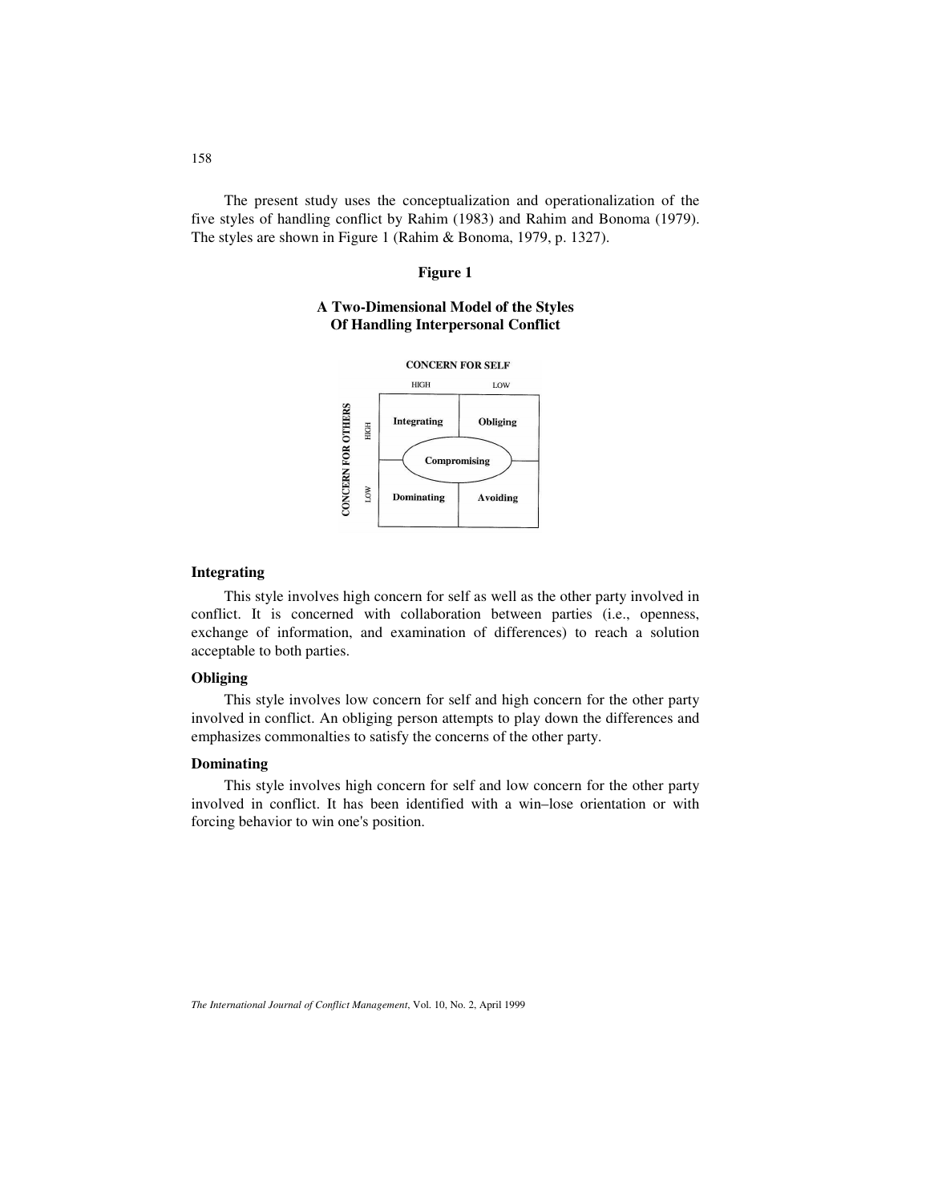The present study uses the conceptualization and operationalization of the five styles of handling conflict by Rahim (1983) and Rahim and Bonoma (1979). The styles are shown in Figure 1 (Rahim & Bonoma, 1979, p. 1327).

**Figure 1**

**A Two-Dimensional Model of the Styles Of Handling Interpersonal Conflict**

| | | CONCERN FOR SELF | |
|---|---|---|---|
| | | HIGH | LOW |
| CONCERN FOR OTHERS | HIGH | Integrating | Obliging |
| | | Compromising | |
| | LOW | Dominating | Avoiding |

### Integrating

This style involves high concern for self as well as the other party involved in conflict. It is concerned with collaboration between parties (i.e., openness, exchange of information, and examination of differences) to reach a solution acceptable to both parties.

### Obliging

This style involves low concern for self and high concern for the other party involved in conflict. An obliging person attempts to play down the differences and emphasizes commonalties to satisfy the concerns of the other party.

### Dominating

This style involves high concern for self and low concern for the other party involved in conflict. It has been identified with a win–lose orientation or with forcing behavior to win one's position.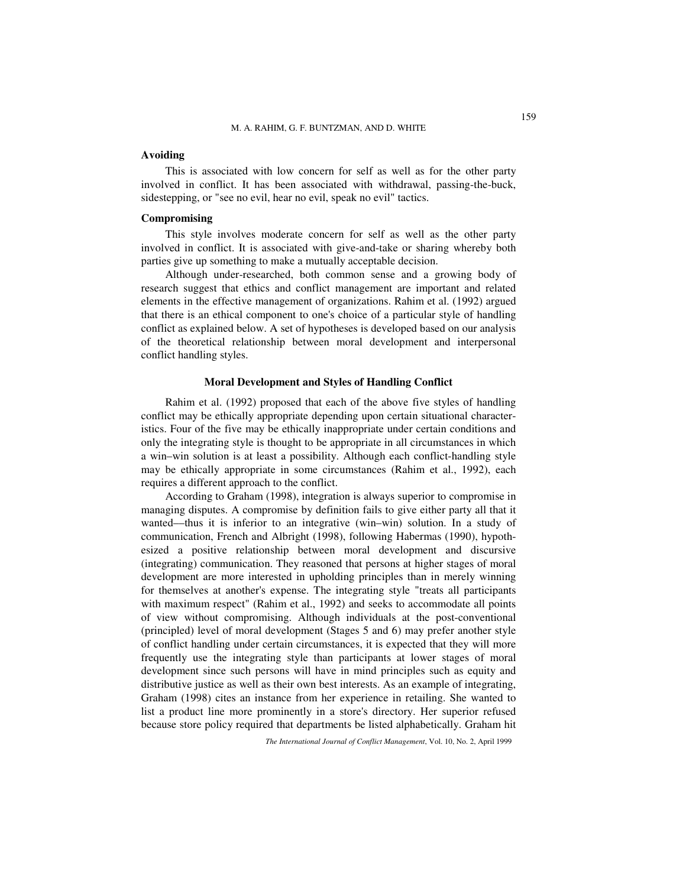### Avoiding

This is associated with low concern for self as well as for the other party involved in conflict. It has been associated with withdrawal, passing-the-buck, sidestepping, or "see no evil, hear no evil, speak no evil" tactics.

### Compromising

This style involves moderate concern for self as well as the other party involved in conflict. It is associated with give-and-take or sharing whereby both parties give up something to make a mutually acceptable decision.

Although under-researched, both common sense and a growing body of research suggest that ethics and conflict management are important and related elements in the effective management of organizations. Rahim et al. (1992) argued that there is an ethical component to one's choice of a particular style of handling conflict as explained below. A set of hypotheses is developed based on our analysis of the theoretical relationship between moral development and interpersonal conflict handling styles.

## Moral Development and Styles of Handling Conflict

Rahim et al. (1992) proposed that each of the above five styles of handling conflict may be ethically appropriate depending upon certain situational characteristics. Four of the five may be ethically inappropriate under certain conditions and only the integrating style is thought to be appropriate in all circumstances in which a win–win solution is at least a possibility. Although each conflict-handling style may be ethically appropriate in some circumstances (Rahim et al., 1992), each requires a different approach to the conflict.

According to Graham (1998), integration is always superior to compromise in managing disputes. A compromise by definition fails to give either party all that it wanted—thus it is inferior to an integrative (win–win) solution. In a study of communication, French and Albright (1998), following Habermas (1990), hypothesized a positive relationship between moral development and discursive (integrating) communication. They reasoned that persons at higher stages of moral development are more interested in upholding principles than in merely winning for themselves at another's expense. The integrating style "treats all participants with maximum respect" (Rahim et al., 1992) and seeks to accommodate all points of view without compromising. Although individuals at the post-conventional (principled) level of moral development (Stages 5 and 6) may prefer another style of conflict handling under certain circumstances, it is expected that they will more frequently use the integrating style than participants at lower stages of moral development since such persons will have in mind principles such as equity and distributive justice as well as their own best interests. As an example of integrating, Graham (1998) cites an instance from her experience in retailing. She wanted to list a product line more prominently in a store's directory. Her superior refused because store policy required that departments be listed alphabetically. Graham hit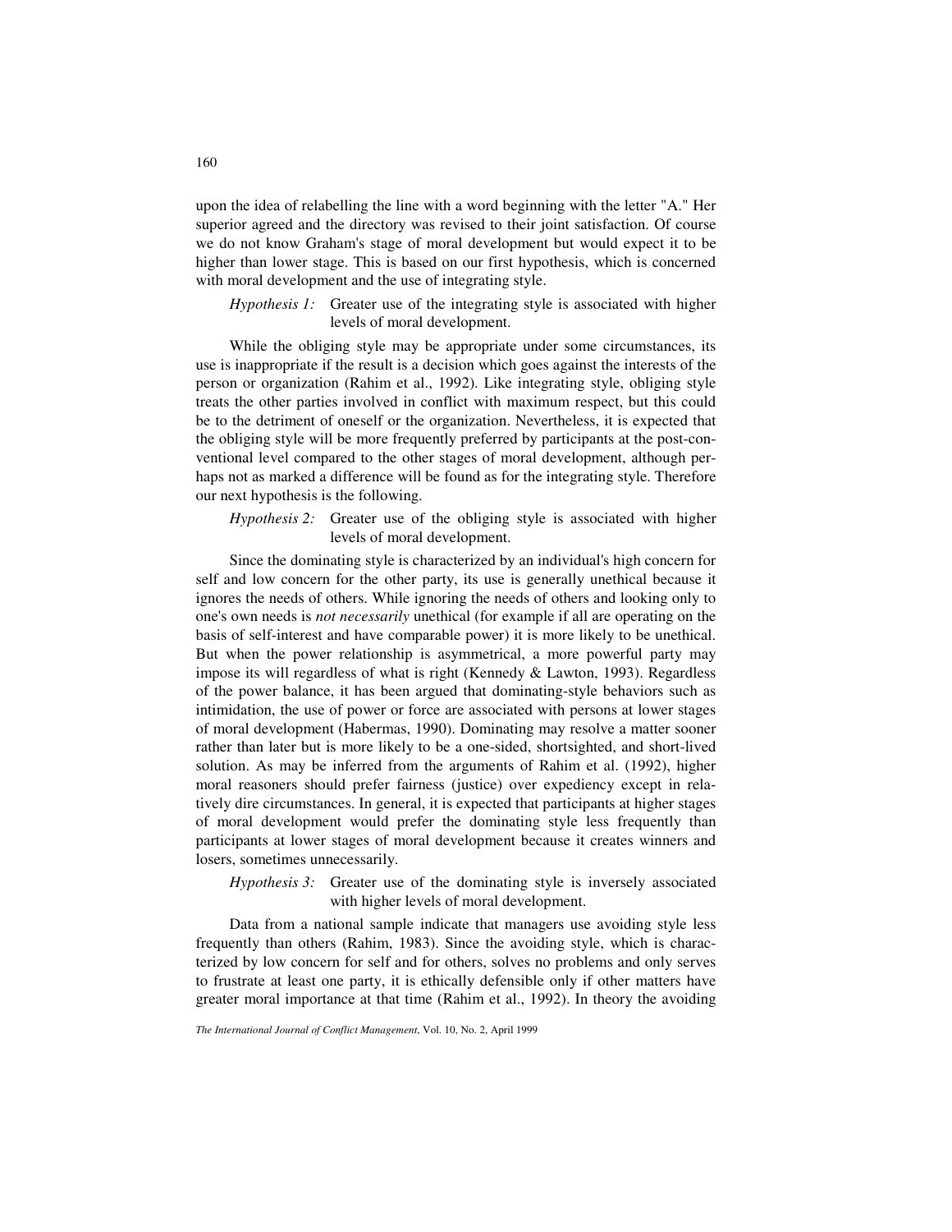upon the idea of relabelling the line with a word beginning with the letter "A." Her superior agreed and the directory was revised to their joint satisfaction. Of course we do not know Graham's stage of moral development but would expect it to be higher than lower stage. This is based on our first hypothesis, which is concerned with moral development and the use of integrating style.

*Hypothesis 1:* Greater use of the integrating style is associated with higher levels of moral development.

While the obliging style may be appropriate under some circumstances, its use is inappropriate if the result is a decision which goes against the interests of the person or organization (Rahim et al., 1992). Like integrating style, obliging style treats the other parties involved in conflict with maximum respect, but this could be to the detriment of oneself or the organization. Nevertheless, it is expected that the obliging style will be more frequently preferred by participants at the post-conventional level compared to the other stages of moral development, although perhaps not as marked a difference will be found as for the integrating style. Therefore our next hypothesis is the following.

*Hypothesis 2:* Greater use of the obliging style is associated with higher levels of moral development.

Since the dominating style is characterized by an individual's high concern for self and low concern for the other party, its use is generally unethical because it ignores the needs of others. While ignoring the needs of others and looking only to one's own needs is *not necessarily* unethical (for example if all are operating on the basis of self-interest and have comparable power) it is more likely to be unethical. But when the power relationship is asymmetrical, a more powerful party may impose its will regardless of what is right (Kennedy & Lawton, 1993). Regardless of the power balance, it has been argued that dominating-style behaviors such as intimidation, the use of power or force are associated with persons at lower stages of moral development (Habermas, 1990). Dominating may resolve a matter sooner rather than later but is more likely to be a one-sided, shortsighted, and short-lived solution. As may be inferred from the arguments of Rahim et al. (1992), higher moral reasoners should prefer fairness (justice) over expediency except in relatively dire circumstances. In general, it is expected that participants at higher stages of moral development would prefer the dominating style less frequently than participants at lower stages of moral development because it creates winners and losers, sometimes unnecessarily.

*Hypothesis 3:* Greater use of the dominating style is inversely associated with higher levels of moral development.

Data from a national sample indicate that managers use avoiding style less frequently than others (Rahim, 1983). Since the avoiding style, which is characterized by low concern for self and for others, solves no problems and only serves to frustrate at least one party, it is ethically defensible only if other matters have greater moral importance at that time (Rahim et al., 1992). In theory the avoiding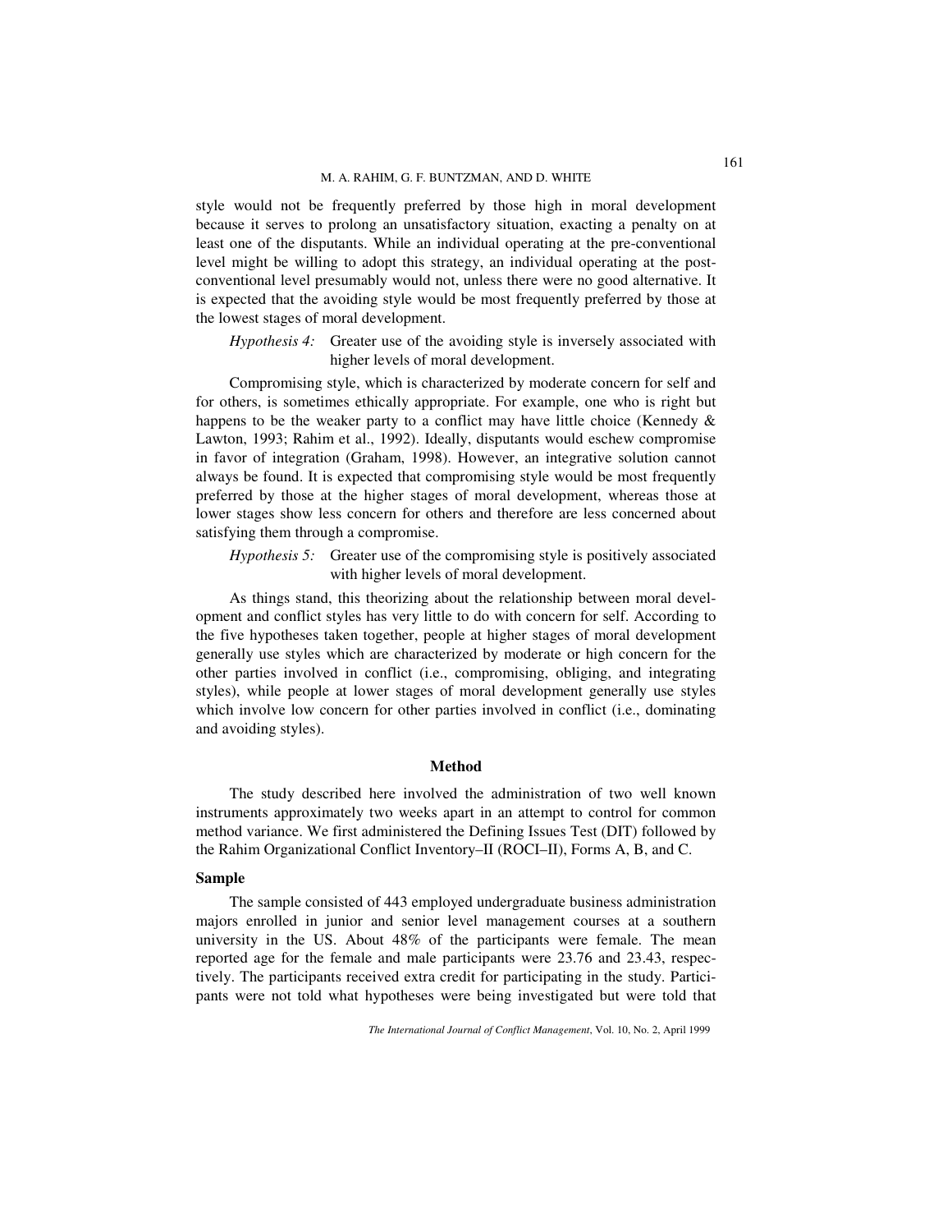style would not be frequently preferred by those high in moral development because it serves to prolong an unsatisfactory situation, exacting a penalty on at least one of the disputants. While an individual operating at the pre-conventional level might be willing to adopt this strategy, an individual operating at the post-conventional level presumably would not, unless there were no good alternative. It is expected that the avoiding style would be most frequently preferred by those at the lowest stages of moral development.

> *Hypothesis 4:* Greater use of the avoiding style is inversely associated with higher levels of moral development.

Compromising style, which is characterized by moderate concern for self and for others, is sometimes ethically appropriate. For example, one who is right but happens to be the weaker party to a conflict may have little choice (Kennedy & Lawton, 1993; Rahim et al., 1992). Ideally, disputants would eschew compromise in favor of integration (Graham, 1998). However, an integrative solution cannot always be found. It is expected that compromising style would be most frequently preferred by those at the higher stages of moral development, whereas those at lower stages show less concern for others and therefore are less concerned about satisfying them through a compromise.

> *Hypothesis 5:* Greater use of the compromising style is positively associated with higher levels of moral development.

As things stand, this theorizing about the relationship between moral development and conflict styles has very little to do with concern for self. According to the five hypotheses taken together, people at higher stages of moral development generally use styles which are characterized by moderate or high concern for the other parties involved in conflict (i.e., compromising, obliging, and integrating styles), while people at lower stages of moral development generally use styles which involve low concern for other parties involved in conflict (i.e., dominating and avoiding styles).

## Method

The study described here involved the administration of two well known instruments approximately two weeks apart in an attempt to control for common method variance. We first administered the Defining Issues Test (DIT) followed by the Rahim Organizational Conflict Inventory–II (ROCI–II), Forms A, B, and C.

### Sample

The sample consisted of 443 employed undergraduate business administration majors enrolled in junior and senior level management courses at a southern university in the US. About 48% of the participants were female. The mean reported age for the female and male participants were 23.76 and 23.43, respectively. The participants received extra credit for participating in the study. Participants were not told what hypotheses were being investigated but were told that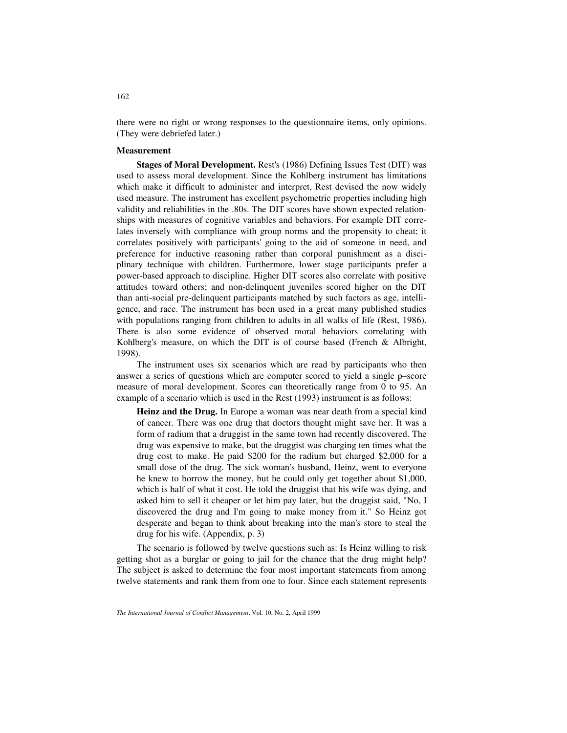there were no right or wrong responses to the questionnaire items, only opinions. (They were debriefed later.)

### Measurement

**Stages of Moral Development.** Rest's (1986) Defining Issues Test (DIT) was used to assess moral development. Since the Kohlberg instrument has limitations which make it difficult to administer and interpret, Rest devised the now widely used measure. The instrument has excellent psychometric properties including high validity and reliabilities in the .80s. The DIT scores have shown expected relationships with measures of cognitive variables and behaviors. For example DIT correlates inversely with compliance with group norms and the propensity to cheat; it correlates positively with participants' going to the aid of someone in need, and preference for inductive reasoning rather than corporal punishment as a disciplinary technique with children. Furthermore, lower stage participants prefer a power-based approach to discipline. Higher DIT scores also correlate with positive attitudes toward others; and non-delinquent juveniles scored higher on the DIT than anti-social pre-delinquent participants matched by such factors as age, intelligence, and race. The instrument has been used in a great many published studies with populations ranging from children to adults in all walks of life (Rest, 1986). There is also some evidence of observed moral behaviors correlating with Kohlberg's measure, on which the DIT is of course based (French & Albright, 1998).

The instrument uses six scenarios which are read by participants who then answer a series of questions which are computer scored to yield a single p–score measure of moral development. Scores can theoretically range from 0 to 95. An example of a scenario which is used in the Rest (1993) instrument is as follows:

> **Heinz and the Drug.** In Europe a woman was near death from a special kind of cancer. There was one drug that doctors thought might save her. It was a form of radium that a druggist in the same town had recently discovered. The drug was expensive to make, but the druggist was charging ten times what the drug cost to make. He paid $200 for the radium but charged $2,000 for a small dose of the drug. The sick woman's husband, Heinz, went to everyone he knew to borrow the money, but he could only get together about $1,000, which is half of what it cost. He told the druggist that his wife was dying, and asked him to sell it cheaper or let him pay later, but the druggist said, "No, I discovered the drug and I'm going to make money from it." So Heinz got desperate and began to think about breaking into the man's store to steal the drug for his wife. (Appendix, p. 3)

The scenario is followed by twelve questions such as: Is Heinz willing to risk getting shot as a burglar or going to jail for the chance that the drug might help? The subject is asked to determine the four most important statements from among twelve statements and rank them from one to four. Since each statement represents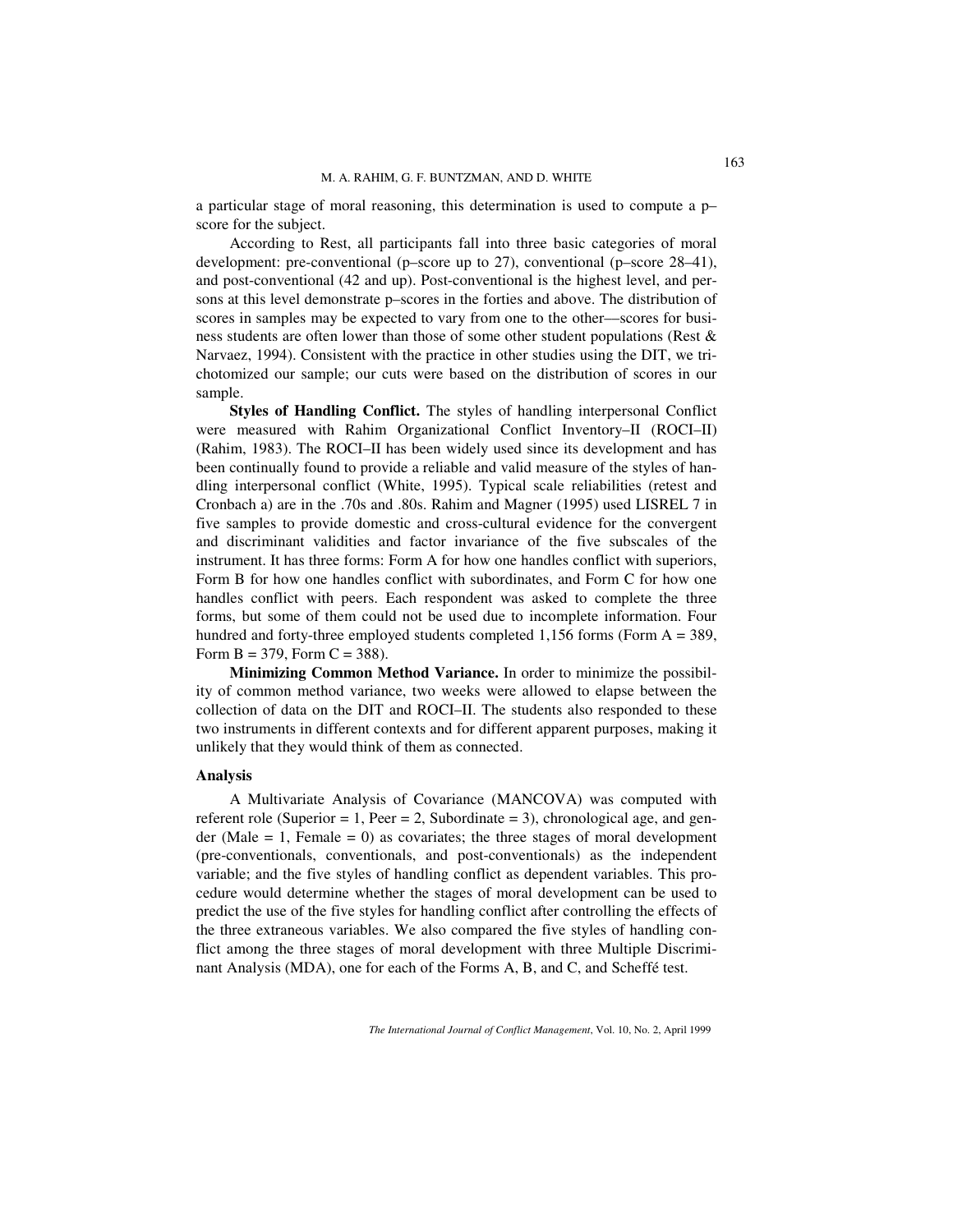a particular stage of moral reasoning, this determination is used to compute a p–score for the subject.

According to Rest, all participants fall into three basic categories of moral development: pre-conventional (p–score up to 27), conventional (p–score 28–41), and post-conventional (42 and up). Post-conventional is the highest level, and persons at this level demonstrate p–scores in the forties and above. The distribution of scores in samples may be expected to vary from one to the other—scores for business students are often lower than those of some other student populations (Rest & Narvaez, 1994). Consistent with the practice in other studies using the DIT, we trichotomized our sample; our cuts were based on the distribution of scores in our sample.

**Styles of Handling Conflict.** The styles of handling interpersonal Conflict were measured with Rahim Organizational Conflict Inventory–II (ROCI–II) (Rahim, 1983). The ROCI–II has been widely used since its development and has been continually found to provide a reliable and valid measure of the styles of handling interpersonal conflict (White, 1995). Typical scale reliabilities (retest and Cronbach a) are in the .70s and .80s. Rahim and Magner (1995) used LISREL 7 in five samples to provide domestic and cross-cultural evidence for the convergent and discriminant validities and factor invariance of the five subscales of the instrument. It has three forms: Form A for how one handles conflict with superiors, Form B for how one handles conflict with subordinates, and Form C for how one handles conflict with peers. Each respondent was asked to complete the three forms, but some of them could not be used due to incomplete information. Four hundred and forty-three employed students completed 1,156 forms (Form A = 389, Form B = 379, Form C = 388).

**Minimizing Common Method Variance.** In order to minimize the possibility of common method variance, two weeks were allowed to elapse between the collection of data on the DIT and ROCI–II. The students also responded to these two instruments in different contexts and for different apparent purposes, making it unlikely that they would think of them as connected.

### Analysis

A Multivariate Analysis of Covariance (MANCOVA) was computed with referent role (Superior = 1, Peer = 2, Subordinate = 3), chronological age, and gender (Male = 1, Female = 0) as covariates; the three stages of moral development (pre-conventionals, conventionals, and post-conventionals) as the independent variable; and the five styles of handling conflict as dependent variables. This procedure would determine whether the stages of moral development can be used to predict the use of the five styles for handling conflict after controlling the effects of the three extraneous variables. We also compared the five styles of handling conflict among the three stages of moral development with three Multiple Discriminant Analysis (MDA), one for each of the Forms A, B, and C, and Scheffé test.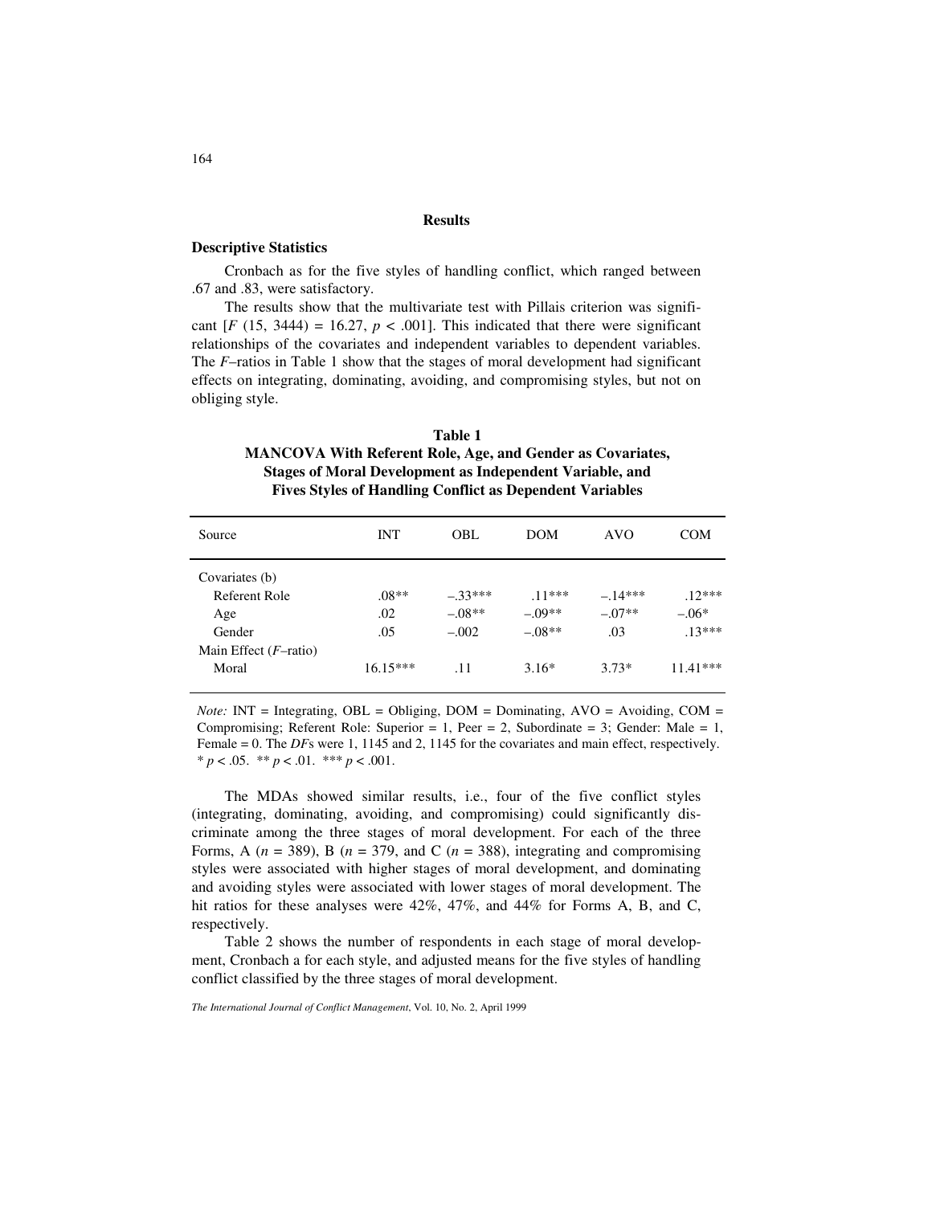## Results

### Descriptive Statistics

Cronbach αs for the five styles of handling conflict, which ranged between .67 and .83, were satisfactory.

The results show that the multivariate test with Pillais criterion was significant [$F$ (15, 3444) = 16.27, $p$ < .001]. This indicated that there were significant relationships of the covariates and independent variables to dependent variables. The $F$–ratios in Table 1 show that the stages of moral development had significant effects on integrating, dominating, avoiding, and compromising styles, but not on obliging style.

**Table 1**
**MANCOVA With Referent Role, Age, and Gender as Covariates, Stages of Moral Development as Independent Variable, and Fives Styles of Handling Conflict as Dependent Variables**

| Source | INT | OBL | DOM | AVO | COM |
|---|---|---|---|---|---|
| Covariates (b) | | | | | |
| Referent Role | .08** | –.33*** | .11*** | –.14*** | .12*** |
| Age | .02 | –.08** | –.09** | –.07** | –.06* |
| Gender | .05 | –.002 | –.08** | .03 | .13*** |
| Main Effect ($F$–ratio) | | | | | |
| Moral | 16.15*** | .11 | 3.16* | 3.73* | 11.41*** |

*Note:* INT = Integrating, OBL = Obliging, DOM = Dominating, AVO = Avoiding, COM = Compromising; Referent Role: Superior = 1, Peer = 2, Subordinate = 3; Gender: Male = 1, Female = 0. The *DF*s were 1, 1145 and 2, 1145 for the covariates and main effect, respectively.
* $p$ < .05. ** $p$ < .01. *** $p$ < .001.

The MDAs showed similar results, i.e., four of the five conflict styles (integrating, dominating, avoiding, and compromising) could significantly discriminate among the three stages of moral development. For each of the three Forms, A ($n$ = 389), B ($n$ = 379), and C ($n$ = 388), integrating and compromising styles were associated with higher stages of moral development, and dominating and avoiding styles were associated with lower stages of moral development. The hit ratios for these analyses were 42%, 47%, and 44% for Forms A, B, and C, respectively.

Table 2 shows the number of respondents in each stage of moral development, Cronbach α for each style, and adjusted means for the five styles of handling conflict classified by the three stages of moral development.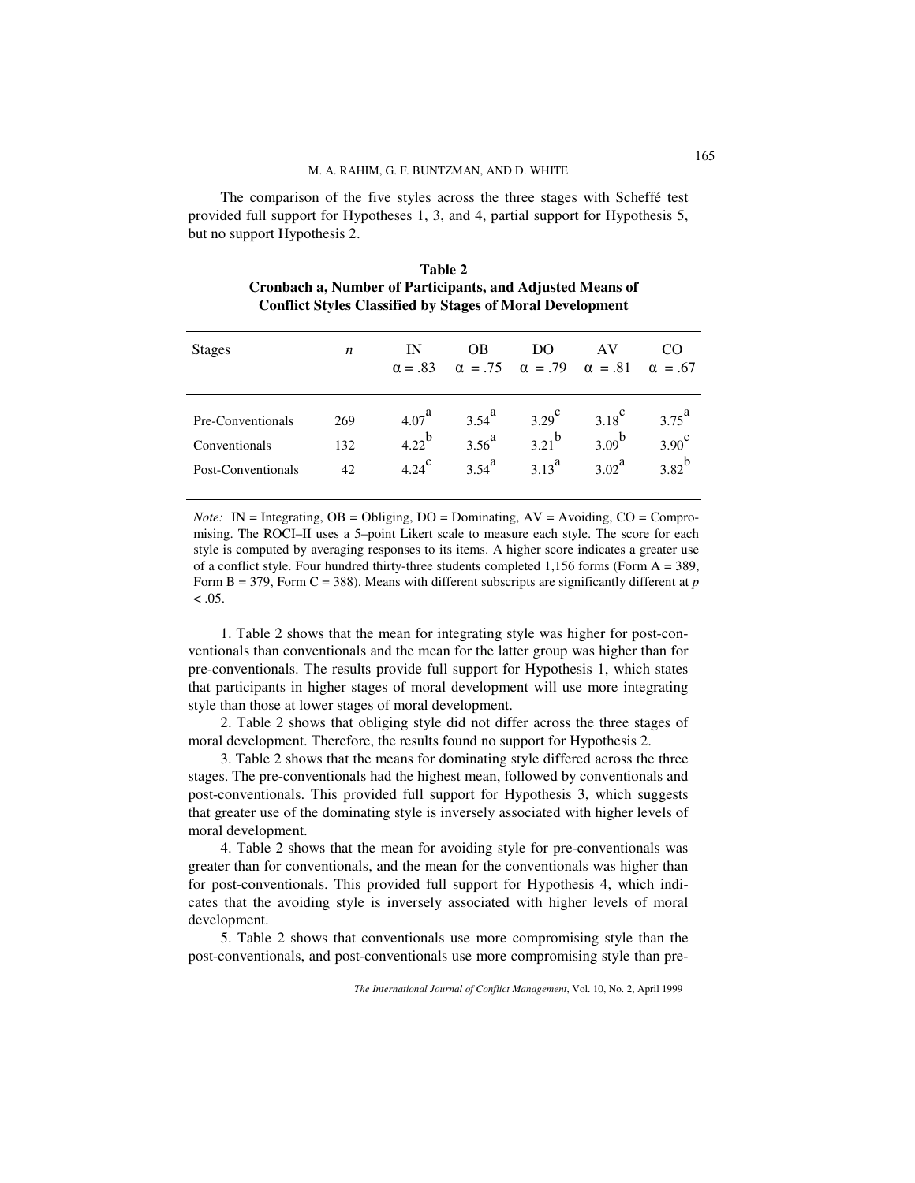The comparison of the five styles across the three stages with Scheffé test provided full support for Hypotheses 1, 3, and 4, partial support for Hypothesis 5, but no support Hypothesis 2.

**Table 2**
**Cronbach a, Number of Participants, and Adjusted Means of Conflict Styles Classified by Stages of Moral Development**

| Stages | $n$ | IN $\alpha = .83$ | OB $\alpha = .75$ | DO $\alpha = .79$ | AV $\alpha = .81$ | CO $\alpha = .67$ |
|---|---|---|---|---|---|---|
| Pre-Conventionals | 269 | $4.07^{a}$ | $3.54^{a}$ | $3.29^{c}$ | $3.18^{c}$ | $3.75^{a}$ |
| Conventionals | 132 | $4.22^{b}$ | $3.56^{a}$ | $3.21^{b}$ | $3.09^{b}$ | $3.90^{c}$ |
| Post-Conventionals | 42 | $4.24^{c}$ | $3.54^{a}$ | $3.13^{a}$ | $3.02^{a}$ | $3.82^{b}$ |

*Note:* IN = Integrating, OB = Obliging, DO = Dominating, AV = Avoiding, CO = Compromising. The ROCI–II uses a 5–point Likert scale to measure each style. The score for each style is computed by averaging responses to its items. A higher score indicates a greater use of a conflict style. Four hundred thirty-three students completed 1,156 forms (Form A = 389, Form B = 379, Form C = 388). Means with different subscripts are significantly different at $p < .05$.

1. Table 2 shows that the mean for integrating style was higher for post-conventionals than conventionals and the mean for the latter group was higher than for pre-conventionals. The results provide full support for Hypothesis 1, which states that participants in higher stages of moral development will use more integrating style than those at lower stages of moral development.

2. Table 2 shows that obliging style did not differ across the three stages of moral development. Therefore, the results found no support for Hypothesis 2.

3. Table 2 shows that the means for dominating style differed across the three stages. The pre-conventionals had the highest mean, followed by conventionals and post-conventionals. This provided full support for Hypothesis 3, which suggests that greater use of the dominating style is inversely associated with higher levels of moral development.

4. Table 2 shows that the mean for avoiding style for pre-conventionals was greater than for conventionals, and the mean for the conventionals was higher than for post-conventionals. This provided full support for Hypothesis 4, which indicates that the avoiding style is inversely associated with higher levels of moral development.

5. Table 2 shows that conventionals use more compromising style than the post-conventionals, and post-conventionals use more compromising style than pre-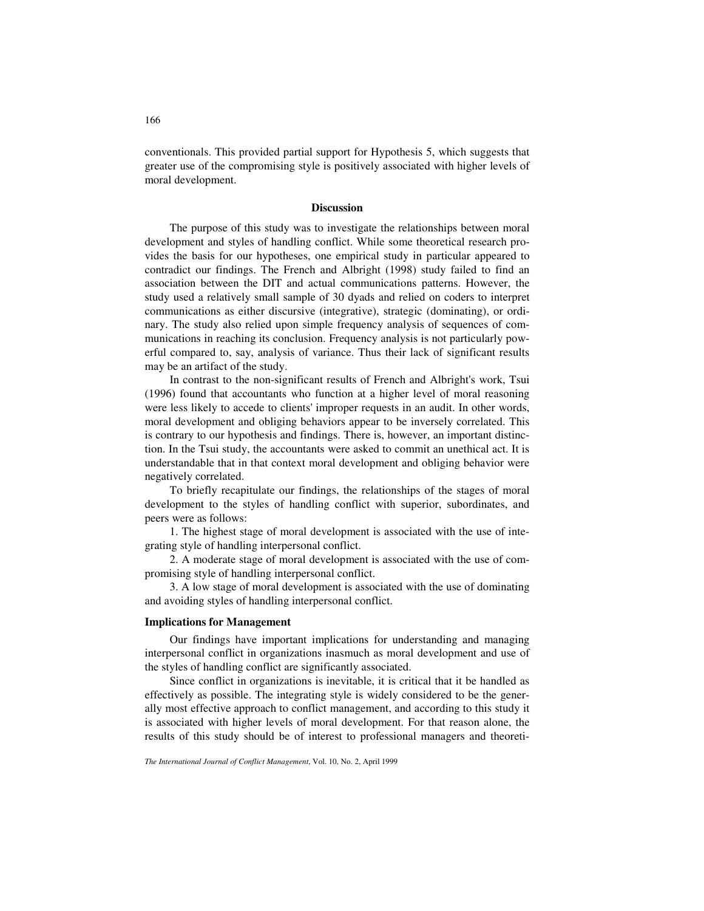conventionals. This provided partial support for Hypothesis 5, which suggests that greater use of the compromising style is positively associated with higher levels of moral development.

## Discussion

The purpose of this study was to investigate the relationships between moral development and styles of handling conflict. While some theoretical research provides the basis for our hypotheses, one empirical study in particular appeared to contradict our findings. The French and Albright (1998) study failed to find an association between the DIT and actual communications patterns. However, the study used a relatively small sample of 30 dyads and relied on coders to interpret communications as either discursive (integrative), strategic (dominating), or ordinary. The study also relied upon simple frequency analysis of sequences of communications in reaching its conclusion. Frequency analysis is not particularly powerful compared to, say, analysis of variance. Thus their lack of significant results may be an artifact of the study.

In contrast to the non-significant results of French and Albright's work, Tsui (1996) found that accountants who function at a higher level of moral reasoning were less likely to accede to clients' improper requests in an audit. In other words, moral development and obliging behaviors appear to be inversely correlated. This is contrary to our hypothesis and findings. There is, however, an important distinction. In the Tsui study, the accountants were asked to commit an unethical act. It is understandable that in that context moral development and obliging behavior were negatively correlated.

To briefly recapitulate our findings, the relationships of the stages of moral development to the styles of handling conflict with superior, subordinates, and peers were as follows:

1. The highest stage of moral development is associated with the use of integrating style of handling interpersonal conflict.

2. A moderate stage of moral development is associated with the use of compromising style of handling interpersonal conflict.

3. A low stage of moral development is associated with the use of dominating and avoiding styles of handling interpersonal conflict.

### Implications for Management

Our findings have important implications for understanding and managing interpersonal conflict in organizations inasmuch as moral development and use of the styles of handling conflict are significantly associated.

Since conflict in organizations is inevitable, it is critical that it be handled as effectively as possible. The integrating style is widely considered to be the generally most effective approach to conflict management, and according to this study it is associated with higher levels of moral development. For that reason alone, the results of this study should be of interest to professional managers and theoreti-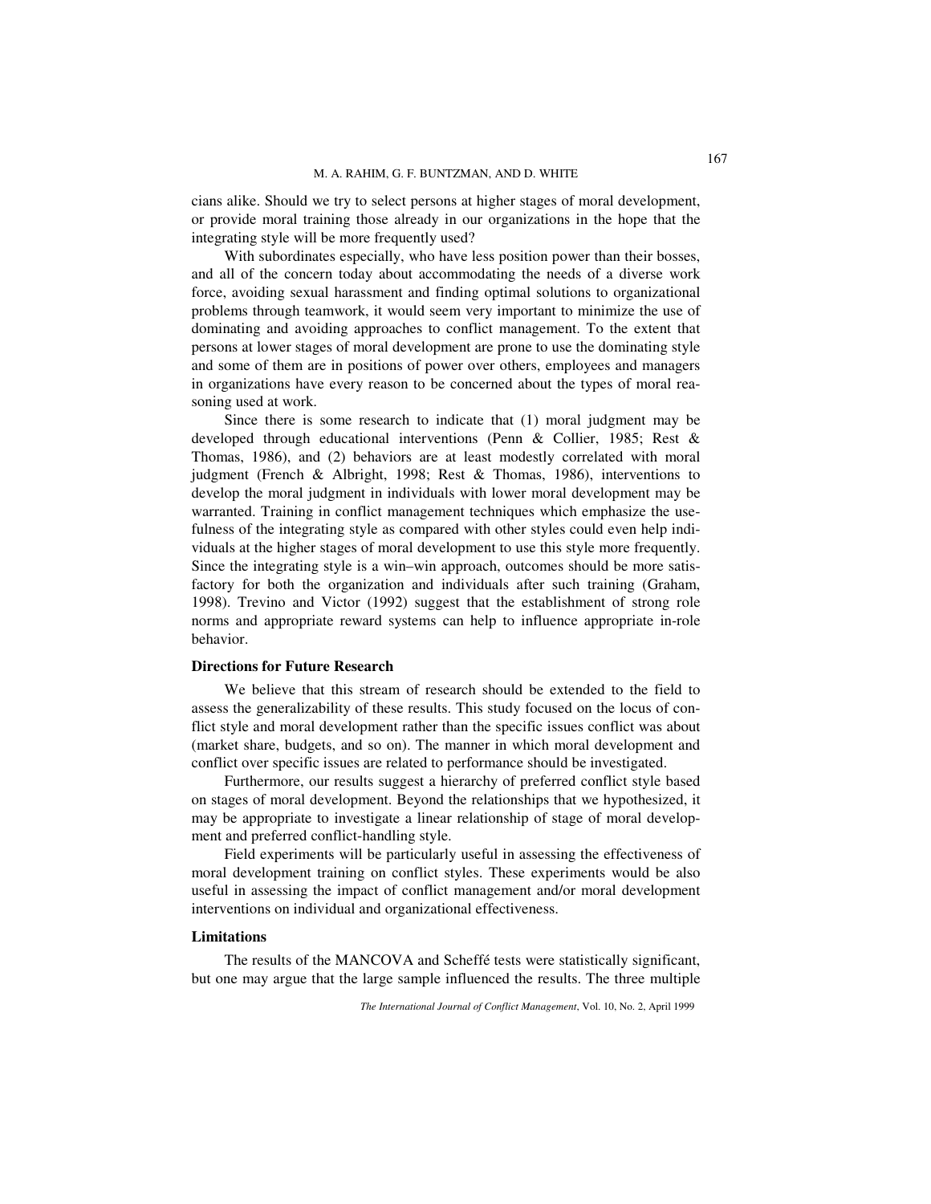cians alike. Should we try to select persons at higher stages of moral development, or provide moral training those already in our organizations in the hope that the integrating style will be more frequently used?

With subordinates especially, who have less position power than their bosses, and all of the concern today about accommodating the needs of a diverse work force, avoiding sexual harassment and finding optimal solutions to organizational problems through teamwork, it would seem very important to minimize the use of dominating and avoiding approaches to conflict management. To the extent that persons at lower stages of moral development are prone to use the dominating style and some of them are in positions of power over others, employees and managers in organizations have every reason to be concerned about the types of moral reasoning used at work.

Since there is some research to indicate that (1) moral judgment may be developed through educational interventions (Penn & Collier, 1985; Rest & Thomas, 1986), and (2) behaviors are at least modestly correlated with moral judgment (French & Albright, 1998; Rest & Thomas, 1986), interventions to develop the moral judgment in individuals with lower moral development may be warranted. Training in conflict management techniques which emphasize the usefulness of the integrating style as compared with other styles could even help individuals at the higher stages of moral development to use this style more frequently. Since the integrating style is a win–win approach, outcomes should be more satisfactory for both the organization and individuals after such training (Graham, 1998). Trevino and Victor (1992) suggest that the establishment of strong role norms and appropriate reward systems can help to influence appropriate in-role behavior.

### Directions for Future Research

We believe that this stream of research should be extended to the field to assess the generalizability of these results. This study focused on the locus of conflict style and moral development rather than the specific issues conflict was about (market share, budgets, and so on). The manner in which moral development and conflict over specific issues are related to performance should be investigated.

Furthermore, our results suggest a hierarchy of preferred conflict style based on stages of moral development. Beyond the relationships that we hypothesized, it may be appropriate to investigate a linear relationship of stage of moral development and preferred conflict-handling style.

Field experiments will be particularly useful in assessing the effectiveness of moral development training on conflict styles. These experiments would be also useful in assessing the impact of conflict management and/or moral development interventions on individual and organizational effectiveness.

### Limitations

The results of the MANCOVA and Scheffé tests were statistically significant, but one may argue that the large sample influenced the results. The three multiple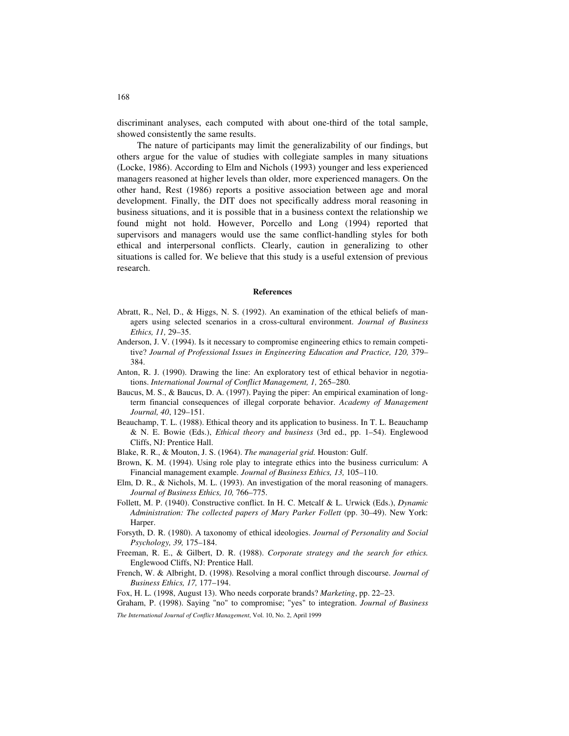discriminant analyses, each computed with about one-third of the total sample, showed consistently the same results.

The nature of participants may limit the generalizability of our findings, but others argue for the value of studies with collegiate samples in many situations (Locke, 1986). According to Elm and Nichols (1993) younger and less experienced managers reasoned at higher levels than older, more experienced managers. On the other hand, Rest (1986) reports a positive association between age and moral development. Finally, the DIT does not specifically address moral reasoning in business situations, and it is possible that in a business context the relationship we found might not hold. However, Porcello and Long (1994) reported that supervisors and managers would use the same conflict-handling styles for both ethical and interpersonal conflicts. Clearly, caution in generalizing to other situations is called for. We believe that this study is a useful extension of previous research.

## References

Abratt, R., Nel, D., & Higgs, N. S. (1992). An examination of the ethical beliefs of managers using selected scenarios in a cross-cultural environment. *Journal of Business Ethics, 11,* 29–35.

Anderson, J. V. (1994). Is it necessary to compromise engineering ethics to remain competitive? *Journal of Professional Issues in Engineering Education and Practice, 120,* 379–384.

Anton, R. J. (1990). Drawing the line: An exploratory test of ethical behavior in negotiations. *International Journal of Conflict Management, 1,* 265–280.

Baucus, M. S., & Baucus, D. A. (1997). Paying the piper: An empirical examination of long-term financial consequences of illegal corporate behavior. *Academy of Management Journal, 40*, 129–151.

Beauchamp, T. L. (1988). Ethical theory and its application to business. In T. L. Beauchamp & N. E. Bowie (Eds.), *Ethical theory and business* (3rd ed., pp. 1–54). Englewood Cliffs, NJ: Prentice Hall.

Blake, R. R., & Mouton, J. S. (1964). *The managerial grid.* Houston: Gulf.

Brown, K. M. (1994). Using role play to integrate ethics into the business curriculum: A Financial management example. *Journal of Business Ethics, 13,* 105–110.

Elm, D. R., & Nichols, M. L. (1993). An investigation of the moral reasoning of managers. *Journal of Business Ethics, 10,* 766–775.

Follett, M. P. (1940). Constructive conflict. In H. C. Metcalf & L. Urwick (Eds.), *Dynamic Administration: The collected papers of Mary Parker Follett* (pp. 30–49). New York: Harper.

Forsyth, D. R. (1980). A taxonomy of ethical ideologies. *Journal of Personality and Social Psychology, 39,* 175–184.

Freeman, R. E., & Gilbert, D. R. (1988). *Corporate strategy and the search for ethics.* Englewood Cliffs, NJ: Prentice Hall.

French, W. & Albright, D. (1998). Resolving a moral conflict through discourse. *Journal of Business Ethics, 17,* 177–194.

Fox, H. L. (1998, August 13). Who needs corporate brands? *Marketing*, pp. 22–23.

Graham, P. (1998). Saying "no" to compromise; "yes" to integration. *Journal of Business*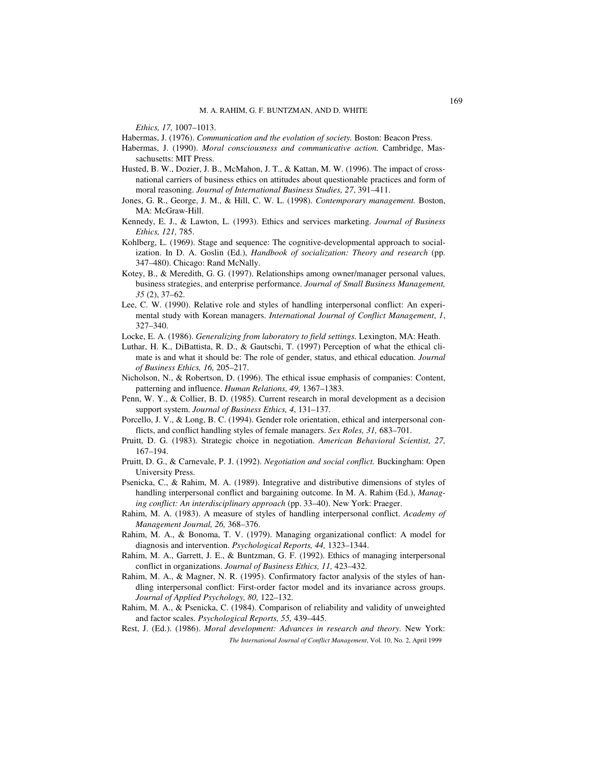*Ethics, 17,* 1007–1013.

Habermas, J. (1976). *Communication and the evolution of society.* Boston: Beacon Press.

Habermas, J. (1990). *Moral consciousness and communicative action.* Cambridge, Massachusetts: MIT Press.

Husted, B. W., Dozier, J. B., McMahon, J. T., & Kattan, M. W. (1996). The impact of cross-national carriers of business ethics on attitudes about questionable practices and form of moral reasoning. *Journal of International Business Studies, 27*, 391–411.

Jones, G. R., George, J. M., & Hill, C. W. L. (1998). *Contemporary management.* Boston, MA: McGraw-Hill.

Kennedy, E. J., & Lawton, L. (1993). Ethics and services marketing. *Journal of Business Ethics, 121,* 785.

Kohlberg, L. (1969). Stage and sequence: The cognitive-developmental approach to socialization. In D. A. Goslin (Ed.), *Handbook of socialization: Theory and research* (pp. 347–480). Chicago: Rand McNally.

Kotey, B., & Meredith, G. G. (1997). Relationships among owner/manager personal values, business strategies, and enterprise performance. *Journal of Small Business Management, 35* (2), 37–62.

Lee, C. W. (1990). Relative role and styles of handling interpersonal conflict: An experimental study with Korean managers. *International Journal of Conflict Management*, *1*, 327–340.

Locke, E. A. (1986). *Generalizing from laboratory to field settings.* Lexington, MA: Heath.

Luthar, H. K., DiBattista, R. D., & Gautschi, T. (1997) Perception of what the ethical climate is and what it should be: The role of gender, status, and ethical education. *Journal of Business Ethics, 16,* 205–217.

Nicholson, N., & Robertson, D. (1996). The ethical issue emphasis of companies: Content, patterning and influence. *Human Relations, 49,* 1367–1383.

Penn, W. Y., & Collier, B. D. (1985). Current research in moral development as a decision support system. *Journal of Business Ethics, 4*, 131–137.

Porcello, J. V., & Long, B. C. (1994). Gender role orientation, ethical and interpersonal conflicts, and conflict handling styles of female managers. *Sex Roles, 31,* 683–701.

Pruitt, D. G. (1983). Strategic choice in negotiation. *American Behavioral Scientist, 27,* 167–194.

Pruitt, D. G., & Carnevale, P. J. (1992). *Negotiation and social conflict.* Buckingham: Open University Press.

Psenicka, C., & Rahim, M. A. (1989). Integrative and distributive dimensions of styles of handling interpersonal conflict and bargaining outcome. In M. A. Rahim (Ed.), *Managing conflict: An interdisciplinary approach* (pp. 33–40). New York: Praeger.

Rahim, M. A. (1983). A measure of styles of handling interpersonal conflict. *Academy of Management Journal, 26,* 368–376.

Rahim, M. A., & Bonoma, T. V. (1979). Managing organizational conflict: A model for diagnosis and intervention. *Psychological Reports, 44,* 1323–1344.

Rahim, M. A., Garrett, J. E., & Buntzman, G. F. (1992). Ethics of managing interpersonal conflict in organizations. *Journal of Business Ethics, 11,* 423–432.

Rahim, M. A., & Magner, N. R. (1995). Confirmatory factor analysis of the styles of handling interpersonal conflict: First-order factor model and its invariance across groups. *Journal of Applied Psychology, 80,* 122–132.

Rahim, M. A., & Psenicka, C. (1984). Comparison of reliability and validity of unweighted and factor scales. *Psychological Reports, 55,* 439–445.

Rest, J. (Ed.). (1986). *Moral development: Advances in research and theory.* New York: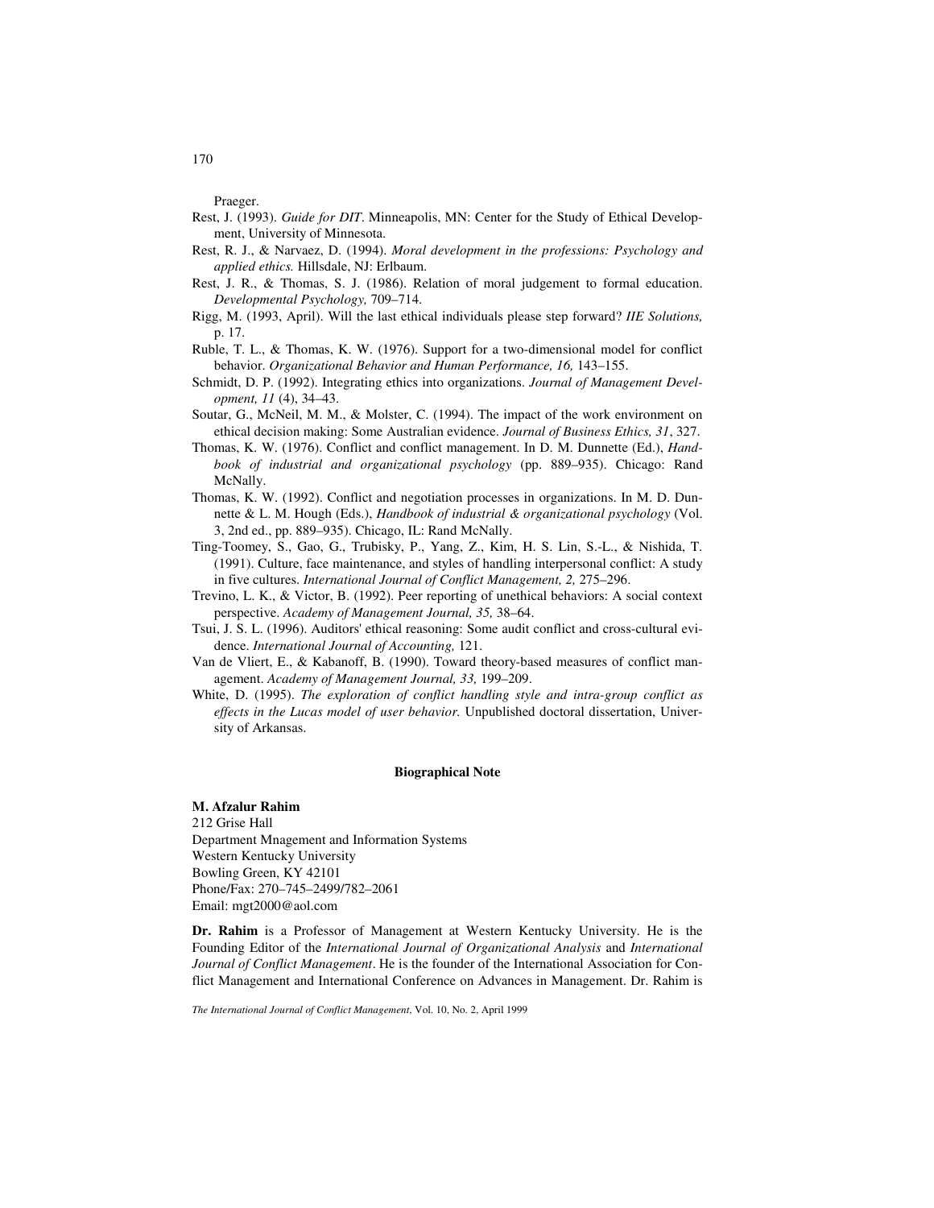Praeger.

Rest, J. (1993). *Guide for DIT*. Minneapolis, MN: Center for the Study of Ethical Development, University of Minnesota.

Rest, R. J., & Narvaez, D. (1994). *Moral development in the professions: Psychology and applied ethics.* Hillsdale, NJ: Erlbaum.

Rest, J. R., & Thomas, S. J. (1986). Relation of moral judgement to formal education. *Developmental Psychology,* 709–714.

Rigg, M. (1993, April). Will the last ethical individuals please step forward? *IIE Solutions,* p. 17.

Ruble, T. L., & Thomas, K. W. (1976). Support for a two-dimensional model for conflict behavior. *Organizational Behavior and Human Performance, 16,* 143–155.

Schmidt, D. P. (1992). Integrating ethics into organizations. *Journal of Management Development, 11* (4), 34–43.

Soutar, G., McNeil, M. M., & Molster, C. (1994). The impact of the work environment on ethical decision making: Some Australian evidence. *Journal of Business Ethics, 31*, 327.

Thomas, K. W. (1976). Conflict and conflict management. In D. M. Dunnette (Ed.), *Handbook of industrial and organizational psychology* (pp. 889–935). Chicago: Rand McNally.

Thomas, K. W. (1992). Conflict and negotiation processes in organizations. In M. D. Dunnette & L. M. Hough (Eds.), *Handbook of industrial & organizational psychology* (Vol. 3, 2nd ed., pp. 889–935). Chicago, IL: Rand McNally.

Ting-Toomey, S., Gao, G., Trubisky, P., Yang, Z., Kim, H. S. Lin, S.-L., & Nishida, T. (1991). Culture, face maintenance, and styles of handling interpersonal conflict: A study in five cultures. *International Journal of Conflict Management, 2,* 275–296.

Trevino, L. K., & Victor, B. (1992). Peer reporting of unethical behaviors: A social context perspective. *Academy of Management Journal, 35,* 38–64.

Tsui, J. S. L. (1996). Auditors' ethical reasoning: Some audit conflict and cross-cultural evidence. *International Journal of Accounting,* 121.

Van de Vliert, E., & Kabanoff, B. (1990). Toward theory-based measures of conflict management. *Academy of Management Journal, 33,* 199–209.

White, D. (1995). *The exploration of conflict handling style and intra-group conflict as effects in the Lucas model of user behavior.* Unpublished doctoral dissertation, University of Arkansas.

## Biographical Note

**M. Afzalur Rahim**
212 Grise Hall
Department Mnagement and Information Systems
Western Kentucky University
Bowling Green, KY 42101
Phone/Fax: 270–745–2499/782–2061
Email: mgt2000@aol.com

**Dr. Rahim** is a Professor of Management at Western Kentucky University. He is the Founding Editor of the *International Journal of Organizational Analysis* and *International Journal of Conflict Management*. He is the founder of the International Association for Conflict Management and International Conference on Advances in Management. Dr. Rahim is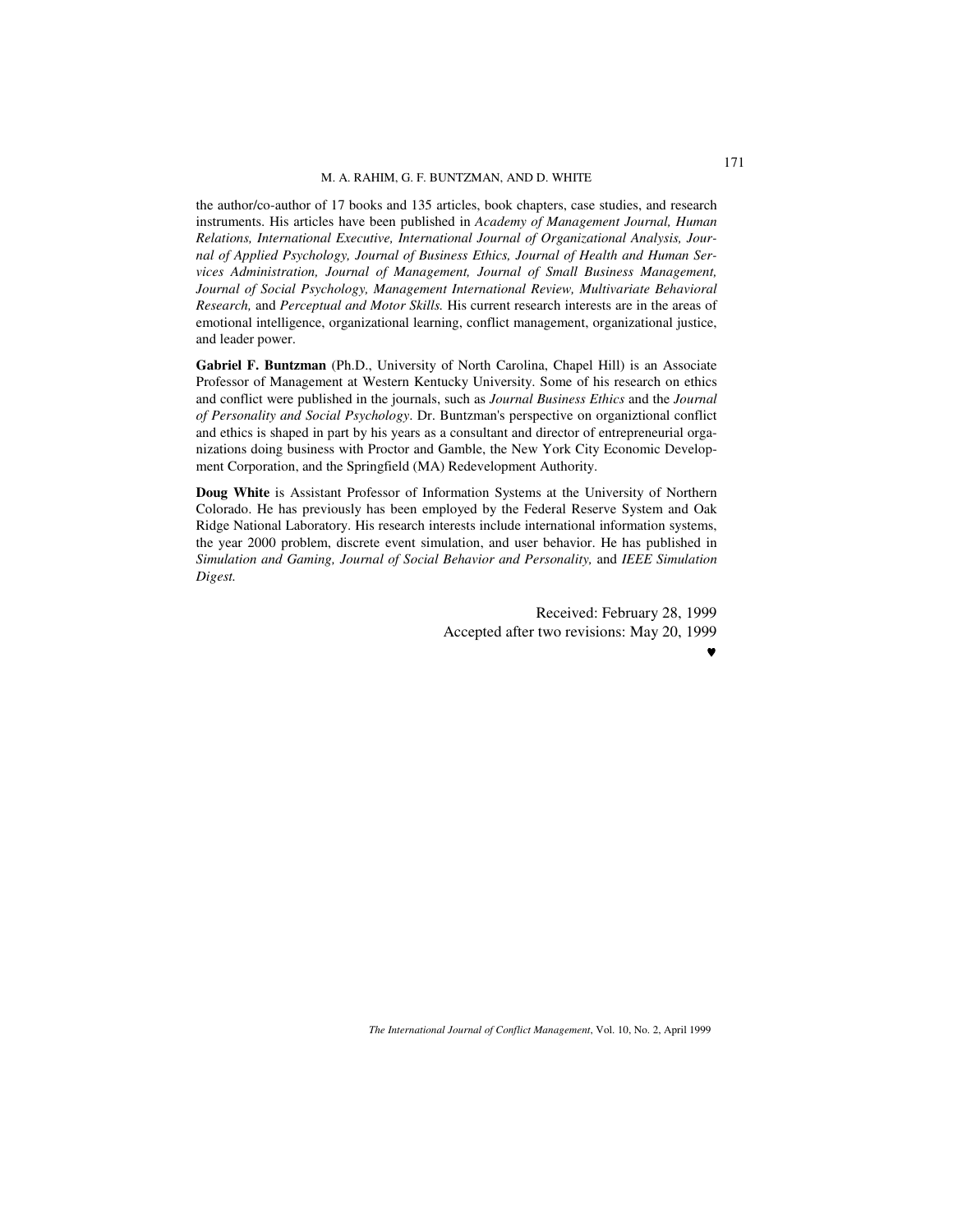the author/co-author of 17 books and 135 articles, book chapters, case studies, and research instruments. His articles have been published in *Academy of Management Journal, Human Relations, International Executive, International Journal of Organizational Analysis, Journal of Applied Psychology, Journal of Business Ethics, Journal of Health and Human Services Administration, Journal of Management, Journal of Small Business Management, Journal of Social Psychology, Management International Review, Multivariate Behavioral Research,* and *Perceptual and Motor Skills.* His current research interests are in the areas of emotional intelligence, organizational learning, conflict management, organizational justice, and leader power.

**Gabriel F. Buntzman** (Ph.D., University of North Carolina, Chapel Hill) is an Associate Professor of Management at Western Kentucky University. Some of his research on ethics and conflict were published in the journals, such as *Journal Business Ethics* and the *Journal of Personality and Social Psychology*. Dr. Buntzman's perspective on organiztional conflict and ethics is shaped in part by his years as a consultant and director of entrepreneurial organizations doing business with Proctor and Gamble, the New York City Economic Development Corporation, and the Springfield (MA) Redevelopment Authority.

**Doug White** is Assistant Professor of Information Systems at the University of Northern Colorado. He has previously has been employed by the Federal Reserve System and Oak Ridge National Laboratory. His research interests include international information systems, the year 2000 problem, discrete event simulation, and user behavior. He has published in *Simulation and Gaming, Journal of Social Behavior and Personality,* and *IEEE Simulation Digest.*

Received: February 28, 1999
Accepted after two revisions: May 20, 1999

♥